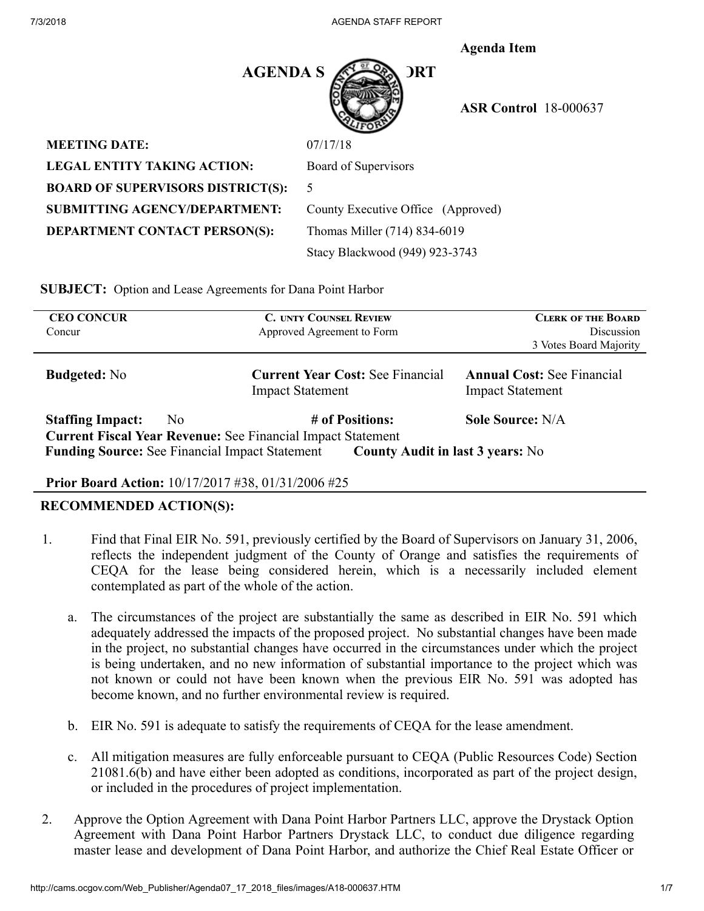**Agenda Item**

# AGENDA STAFF REPORT

**ASR Control** 18-000637

| | |
|---|---|
| **MEETING DATE:** | 07/17/18 |
| **LEGAL ENTITY TAKING ACTION:** | Board of Supervisors |
| **BOARD OF SUPERVISORS DISTRICT(S):** | 5 |
| **SUBMITTING AGENCY/DEPARTMENT:** | County Executive Office (Approved) |
| **DEPARTMENT CONTACT PERSON(S):** | Thomas Miller (714) 834-6019 |
| | Stacy Blackwood (949) 923-3743 |

**SUBJECT:** Option and Lease Agreements for Dana Point Harbor

| CEO CONCUR | COUNTY COUNSEL REVIEW | CLERK OF THE BOARD |
|---|---|---|
| Concur | Approved Agreement to Form | Discussion<br>3 Votes Board Majority |

**Budgeted:** No **Current Year Cost:** See Financial Impact Statement **Annual Cost:** See Financial Impact Statement

**Staffing Impact:** No **# of Positions:** **Sole Source:** N/A

**Current Fiscal Year Revenue:** See Financial Impact Statement

**Funding Source:** See Financial Impact Statement **County Audit in last 3 years:** No

**Prior Board Action:** 10/17/2017 #38, 01/31/2006 #25

## RECOMMENDED ACTION(S):

1. Find that Final EIR No. 591, previously certified by the Board of Supervisors on January 31, 2006, reflects the independent judgment of the County of Orange and satisfies the requirements of CEQA for the lease being considered herein, which is a necessarily included element contemplated as part of the whole of the action.

   a. The circumstances of the project are substantially the same as described in EIR No. 591 which adequately addressed the impacts of the proposed project. No substantial changes have been made in the project, no substantial changes have occurred in the circumstances under which the project is being undertaken, and no new information of substantial importance to the project which was not known or could not have been known when the previous EIR No. 591 was adopted has become known, and no further environmental review is required.

   b. EIR No. 591 is adequate to satisfy the requirements of CEQA for the lease amendment.

   c. All mitigation measures are fully enforceable pursuant to CEQA (Public Resources Code) Section 21081.6(b) and have either been adopted as conditions, incorporated as part of the project design, or included in the procedures of project implementation.

2. Approve the Option Agreement with Dana Point Harbor Partners LLC, approve the Drystack Option Agreement with Dana Point Harbor Partners Drystack LLC, to conduct due diligence regarding master lease and development of Dana Point Harbor, and authorize the Chief Real Estate Officer or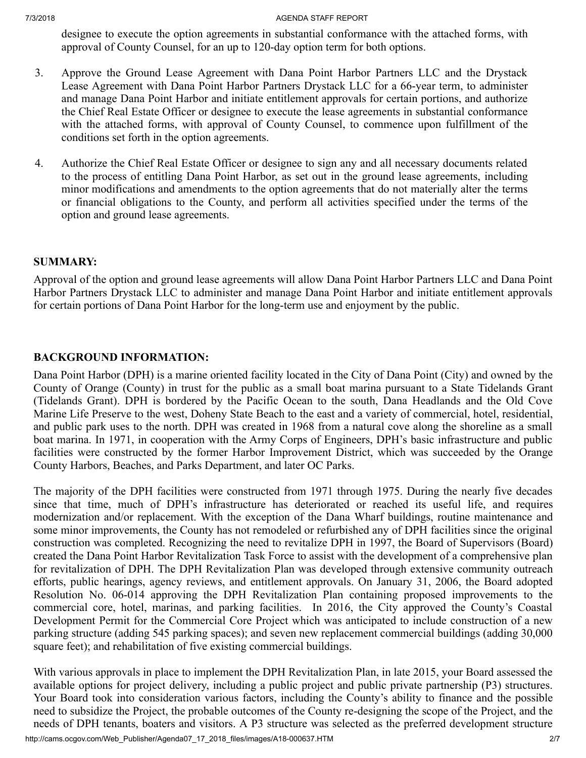designee to execute the option agreements in substantial conformance with the attached forms, with approval of County Counsel, for an up to 120-day option term for both options.

3. Approve the Ground Lease Agreement with Dana Point Harbor Partners LLC and the Drystack Lease Agreement with Dana Point Harbor Partners Drystack LLC for a 66-year term, to administer and manage Dana Point Harbor and initiate entitlement approvals for certain portions, and authorize the Chief Real Estate Officer or designee to execute the lease agreements in substantial conformance with the attached forms, with approval of County Counsel, to commence upon fulfillment of the conditions set forth in the option agreements.

4. Authorize the Chief Real Estate Officer or designee to sign any and all necessary documents related to the process of entitling Dana Point Harbor, as set out in the ground lease agreements, including minor modifications and amendments to the option agreements that do not materially alter the terms or financial obligations to the County, and perform all activities specified under the terms of the option and ground lease agreements.

## SUMMARY:

Approval of the option and ground lease agreements will allow Dana Point Harbor Partners LLC and Dana Point Harbor Partners Drystack LLC to administer and manage Dana Point Harbor and initiate entitlement approvals for certain portions of Dana Point Harbor for the long-term use and enjoyment by the public.

## BACKGROUND INFORMATION:

Dana Point Harbor (DPH) is a marine oriented facility located in the City of Dana Point (City) and owned by the County of Orange (County) in trust for the public as a small boat marina pursuant to a State Tidelands Grant (Tidelands Grant). DPH is bordered by the Pacific Ocean to the south, Dana Headlands and the Old Cove Marine Life Preserve to the west, Doheny State Beach to the east and a variety of commercial, hotel, residential, and public park uses to the north. DPH was created in 1968 from a natural cove along the shoreline as a small boat marina. In 1971, in cooperation with the Army Corps of Engineers, DPH's basic infrastructure and public facilities were constructed by the former Harbor Improvement District, which was succeeded by the Orange County Harbors, Beaches, and Parks Department, and later OC Parks.

The majority of the DPH facilities were constructed from 1971 through 1975. During the nearly five decades since that time, much of DPH's infrastructure has deteriorated or reached its useful life, and requires modernization and/or replacement. With the exception of the Dana Wharf buildings, routine maintenance and some minor improvements, the County has not remodeled or refurbished any of DPH facilities since the original construction was completed. Recognizing the need to revitalize DPH in 1997, the Board of Supervisors (Board) created the Dana Point Harbor Revitalization Task Force to assist with the development of a comprehensive plan for revitalization of DPH. The DPH Revitalization Plan was developed through extensive community outreach efforts, public hearings, agency reviews, and entitlement approvals. On January 31, 2006, the Board adopted Resolution No. 06-014 approving the DPH Revitalization Plan containing proposed improvements to the commercial core, hotel, marinas, and parking facilities. In 2016, the City approved the County's Coastal Development Permit for the Commercial Core Project which was anticipated to include construction of a new parking structure (adding 545 parking spaces); and seven new replacement commercial buildings (adding 30,000 square feet); and rehabilitation of five existing commercial buildings.

With various approvals in place to implement the DPH Revitalization Plan, in late 2015, your Board assessed the available options for project delivery, including a public project and public private partnership (P3) structures. Your Board took into consideration various factors, including the County's ability to finance and the possible need to subsidize the Project, the probable outcomes of the County re-designing the scope of the Project, and the needs of DPH tenants, boaters and visitors. A P3 structure was selected as the preferred development structure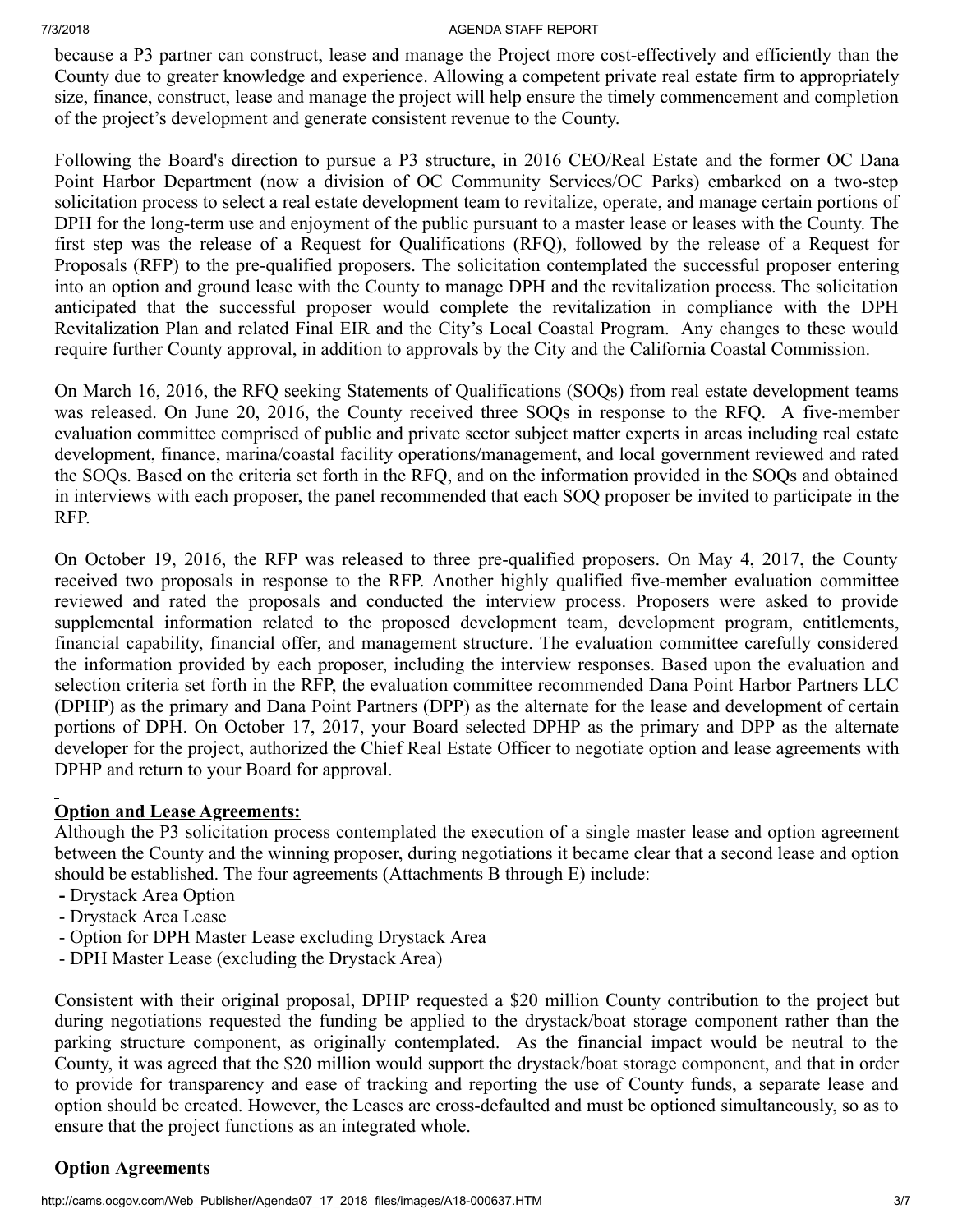because a P3 partner can construct, lease and manage the Project more cost-effectively and efficiently than the County due to greater knowledge and experience. Allowing a competent private real estate firm to appropriately size, finance, construct, lease and manage the project will help ensure the timely commencement and completion of the project's development and generate consistent revenue to the County.

Following the Board's direction to pursue a P3 structure, in 2016 CEO/Real Estate and the former OC Dana Point Harbor Department (now a division of OC Community Services/OC Parks) embarked on a two-step solicitation process to select a real estate development team to revitalize, operate, and manage certain portions of DPH for the long-term use and enjoyment of the public pursuant to a master lease or leases with the County. The first step was the release of a Request for Qualifications (RFQ), followed by the release of a Request for Proposals (RFP) to the pre-qualified proposers. The solicitation contemplated the successful proposer entering into an option and ground lease with the County to manage DPH and the revitalization process. The solicitation anticipated that the successful proposer would complete the revitalization in compliance with the DPH Revitalization Plan and related Final EIR and the City's Local Coastal Program. Any changes to these would require further County approval, in addition to approvals by the City and the California Coastal Commission.

On March 16, 2016, the RFQ seeking Statements of Qualifications (SOQs) from real estate development teams was released. On June 20, 2016, the County received three SOQs in response to the RFQ. A five-member evaluation committee comprised of public and private sector subject matter experts in areas including real estate development, finance, marina/coastal facility operations/management, and local government reviewed and rated the SOQs. Based on the criteria set forth in the RFQ, and on the information provided in the SOQs and obtained in interviews with each proposer, the panel recommended that each SOQ proposer be invited to participate in the RFP.

On October 19, 2016, the RFP was released to three pre-qualified proposers. On May 4, 2017, the County received two proposals in response to the RFP. Another highly qualified five-member evaluation committee reviewed and rated the proposals and conducted the interview process. Proposers were asked to provide supplemental information related to the proposed development team, development program, entitlements, financial capability, financial offer, and management structure. The evaluation committee carefully considered the information provided by each proposer, including the interview responses. Based upon the evaluation and selection criteria set forth in the RFP, the evaluation committee recommended Dana Point Harbor Partners LLC (DPHP) as the primary and Dana Point Partners (DPP) as the alternate for the lease and development of certain portions of DPH. On October 17, 2017, your Board selected DPHP as the primary and DPP as the alternate developer for the project, authorized the Chief Real Estate Officer to negotiate option and lease agreements with DPHP and return to your Board for approval.

**Option and Lease Agreements:**

Although the P3 solicitation process contemplated the execution of a single master lease and option agreement between the County and the winning proposer, during negotiations it became clear that a second lease and option should be established. The four agreements (Attachments B through E) include:

- Drystack Area Option
- Drystack Area Lease
- Option for DPH Master Lease excluding Drystack Area
- DPH Master Lease (excluding the Drystack Area)

Consistent with their original proposal, DPHP requested a $20 million County contribution to the project but during negotiations requested the funding be applied to the drystack/boat storage component rather than the parking structure component, as originally contemplated. As the financial impact would be neutral to the County, it was agreed that the $20 million would support the drystack/boat storage component, and that in order to provide for transparency and ease of tracking and reporting the use of County funds, a separate lease and option should be created. However, the Leases are cross-defaulted and must be optioned simultaneously, so as to ensure that the project functions as an integrated whole.

**Option Agreements**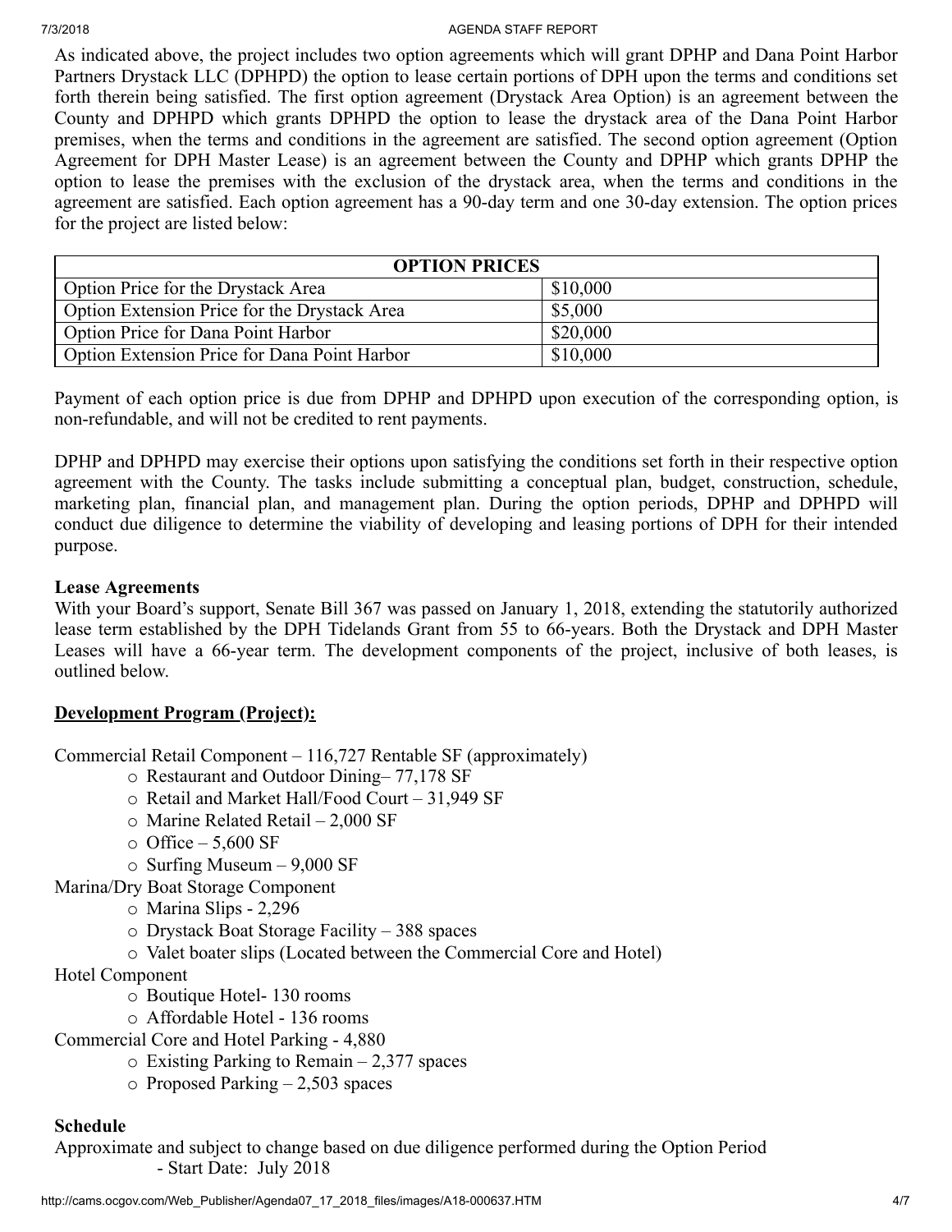As indicated above, the project includes two option agreements which will grant DPHP and Dana Point Harbor Partners Drystack LLC (DPHPD) the option to lease certain portions of DPH upon the terms and conditions set forth therein being satisfied. The first option agreement (Drystack Area Option) is an agreement between the County and DPHPD which grants DPHPD the option to lease the drystack area of the Dana Point Harbor premises, when the terms and conditions in the agreement are satisfied. The second option agreement (Option Agreement for DPH Master Lease) is an agreement between the County and DPHP which grants DPHP the option to lease the premises with the exclusion of the drystack area, when the terms and conditions in the agreement are satisfied. Each option agreement has a 90-day term and one 30-day extension. The option prices for the project are listed below:

| OPTION PRICES | |
|---|---|
| Option Price for the Drystack Area | $10,000 |
| Option Extension Price for the Drystack Area | $5,000 |
| Option Price for Dana Point Harbor | $20,000 |
| Option Extension Price for Dana Point Harbor | $10,000 |

Payment of each option price is due from DPHP and DPHPD upon execution of the corresponding option, is non-refundable, and will not be credited to rent payments.

DPHP and DPHPD may exercise their options upon satisfying the conditions set forth in their respective option agreement with the County. The tasks include submitting a conceptual plan, budget, construction, schedule, marketing plan, financial plan, and management plan. During the option periods, DPHP and DPHPD will conduct due diligence to determine the viability of developing and leasing portions of DPH for their intended purpose.

**Lease Agreements**

With your Board's support, Senate Bill 367 was passed on January 1, 2018, extending the statutorily authorized lease term established by the DPH Tidelands Grant from 55 to 66-years. Both the Drystack and DPH Master Leases will have a 66-year term. The development components of the project, inclusive of both leases, is outlined below.

**<u>Development Program (Project):</u>**

Commercial Retail Component – 116,727 Rentable SF (approximately)

- Restaurant and Outdoor Dining– 77,178 SF
- Retail and Market Hall/Food Court – 31,949 SF
- Marine Related Retail – 2,000 SF
- Office – 5,600 SF
- Surfing Museum – 9,000 SF

Marina/Dry Boat Storage Component

- Marina Slips - 2,296
- Drystack Boat Storage Facility – 388 spaces
- Valet boater slips (Located between the Commercial Core and Hotel)

Hotel Component

- Boutique Hotel- 130 rooms
- Affordable Hotel - 136 rooms

Commercial Core and Hotel Parking - 4,880

- Existing Parking to Remain – 2,377 spaces
- Proposed Parking – 2,503 spaces

**Schedule**

Approximate and subject to change based on due diligence performed during the Option Period

- Start Date: July 2018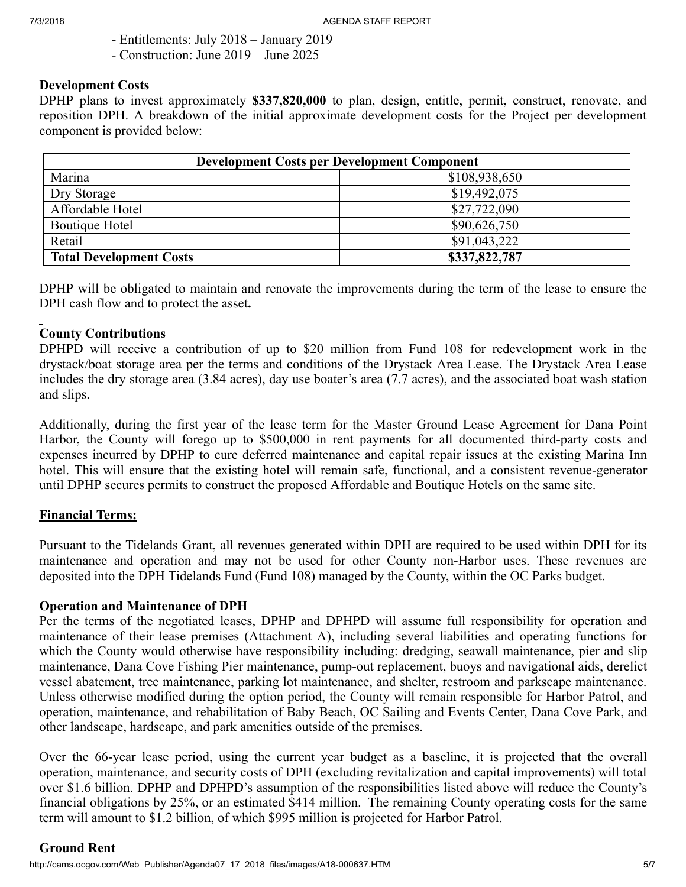- Entitlements: July 2018 – January 2019
- Construction: June 2019 – June 2025

**Development Costs**

DPHP plans to invest approximately **$337,820,000** to plan, design, entitle, permit, construct, renovate, and reposition DPH. A breakdown of the initial approximate development costs for the Project per development component is provided below:

| **Development Costs per Development Component** | |
|---|---|
| Marina | $108,938,650 |
| Dry Storage | $19,492,075 |
| Affordable Hotel | $27,722,090 |
| Boutique Hotel | $90,626,750 |
| Retail | $91,043,222 |
| **Total Development Costs** | **$337,822,787** |

DPHP will be obligated to maintain and renovate the improvements during the term of the lease to ensure the DPH cash flow and to protect the asset**.**

**County Contributions**

DPHPD will receive a contribution of up to $20 million from Fund 108 for redevelopment work in the drystack/boat storage area per the terms and conditions of the Drystack Area Lease. The Drystack Area Lease includes the dry storage area (3.84 acres), day use boater's area (7.7 acres), and the associated boat wash station and slips.

Additionally, during the first year of the lease term for the Master Ground Lease Agreement for Dana Point Harbor, the County will forego up to $500,000 in rent payments for all documented third-party costs and expenses incurred by DPHP to cure deferred maintenance and capital repair issues at the existing Marina Inn hotel. This will ensure that the existing hotel will remain safe, functional, and a consistent revenue-generator until DPHP secures permits to construct the proposed Affordable and Boutique Hotels on the same site.

**Financial Terms:**

Pursuant to the Tidelands Grant, all revenues generated within DPH are required to be used within DPH for its maintenance and operation and may not be used for other County non-Harbor uses. These revenues are deposited into the DPH Tidelands Fund (Fund 108) managed by the County, within the OC Parks budget.

**Operation and Maintenance of DPH**

Per the terms of the negotiated leases, DPHP and DPHPD will assume full responsibility for operation and maintenance of their lease premises (Attachment A), including several liabilities and operating functions for which the County would otherwise have responsibility including: dredging, seawall maintenance, pier and slip maintenance, Dana Cove Fishing Pier maintenance, pump-out replacement, buoys and navigational aids, derelict vessel abatement, tree maintenance, parking lot maintenance, and shelter, restroom and parkscape maintenance. Unless otherwise modified during the option period, the County will remain responsible for Harbor Patrol, and operation, maintenance, and rehabilitation of Baby Beach, OC Sailing and Events Center, Dana Cove Park, and other landscape, hardscape, and park amenities outside of the premises.

Over the 66-year lease period, using the current year budget as a baseline, it is projected that the overall operation, maintenance, and security costs of DPH (excluding revitalization and capital improvements) will total over $1.6 billion. DPHP and DPHPD's assumption of the responsibilities listed above will reduce the County's financial obligations by 25%, or an estimated $414 million. The remaining County operating costs for the same term will amount to $1.2 billion, of which $995 million is projected for Harbor Patrol.

**Ground Rent**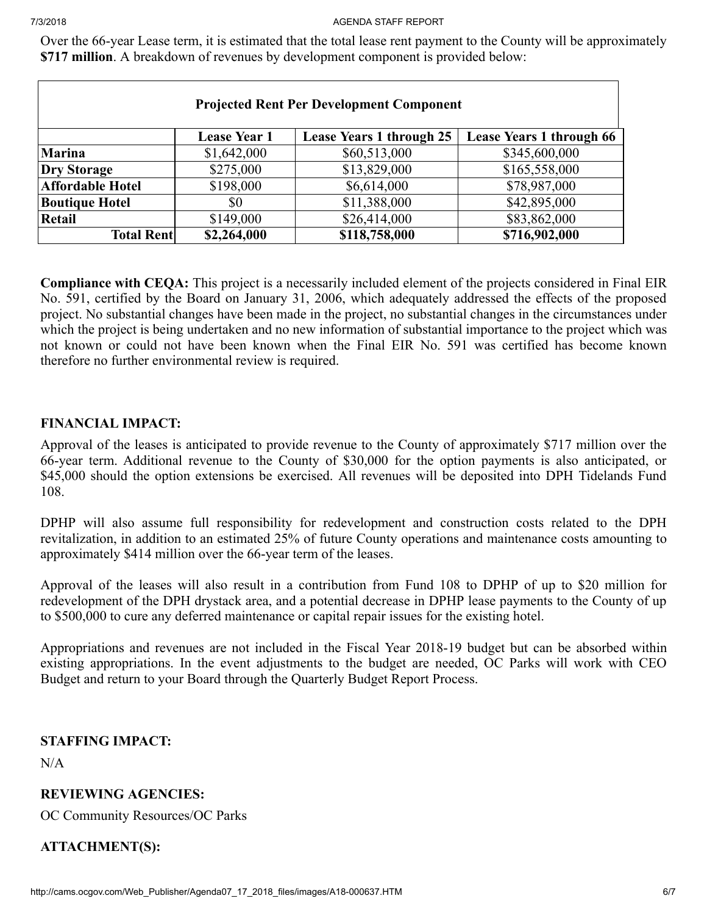Over the 66-year Lease term, it is estimated that the total lease rent payment to the County will be approximately **$717 million**. A breakdown of revenues by development component is provided below:

| Projected Rent Per Development Component | | | |
|---|---|---|---|
| | **Lease Year 1** | **Lease Years 1 through 25** | **Lease Years 1 through 66** |
| **Marina** | $1,642,000 | $60,513,000 | $345,600,000 |
| **Dry Storage** | $275,000 | $13,829,000 | $165,558,000 |
| **Affordable Hotel** | $198,000 | $6,614,000 | $78,987,000 |
| **Boutique Hotel** | $0 | $11,388,000 | $42,895,000 |
| **Retail** | $149,000 | $26,414,000 | $83,862,000 |
| **Total Rent** | **$2,264,000** | **$118,758,000** | **$716,902,000** |

**Compliance with CEQA:** This project is a necessarily included element of the projects considered in Final EIR No. 591, certified by the Board on January 31, 2006, which adequately addressed the effects of the proposed project. No substantial changes have been made in the project, no substantial changes in the circumstances under which the project is being undertaken and no new information of substantial importance to the project which was not known or could not have been known when the Final EIR No. 591 was certified has become known therefore no further environmental review is required.

## FINANCIAL IMPACT:

Approval of the leases is anticipated to provide revenue to the County of approximately $717 million over the 66-year term. Additional revenue to the County of $30,000 for the option payments is also anticipated, or $45,000 should the option extensions be exercised. All revenues will be deposited into DPH Tidelands Fund 108.

DPHP will also assume full responsibility for redevelopment and construction costs related to the DPH revitalization, in addition to an estimated 25% of future County operations and maintenance costs amounting to approximately $414 million over the 66-year term of the leases.

Approval of the leases will also result in a contribution from Fund 108 to DPHP of up to $20 million for redevelopment of the DPH drystack area, and a potential decrease in DPHP lease payments to the County of up to $500,000 to cure any deferred maintenance or capital repair issues for the existing hotel.

Appropriations and revenues are not included in the Fiscal Year 2018-19 budget but can be absorbed within existing appropriations. In the event adjustments to the budget are needed, OC Parks will work with CEO Budget and return to your Board through the Quarterly Budget Report Process.

## STAFFING IMPACT:

N/A

## REVIEWING AGENCIES:

OC Community Resources/OC Parks

## ATTACHMENT(S):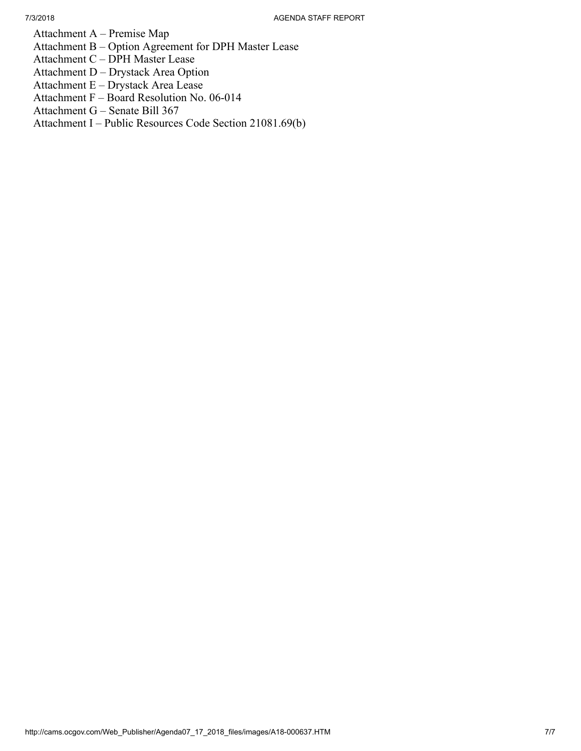Attachment A – Premise Map
Attachment B – Option Agreement for DPH Master Lease
Attachment C – DPH Master Lease
Attachment D – Drystack Area Option
Attachment E – Drystack Area Lease
Attachment F – Board Resolution No. 06-014
Attachment G – Senate Bill 367
Attachment I – Public Resources Code Section 21081.69(b)